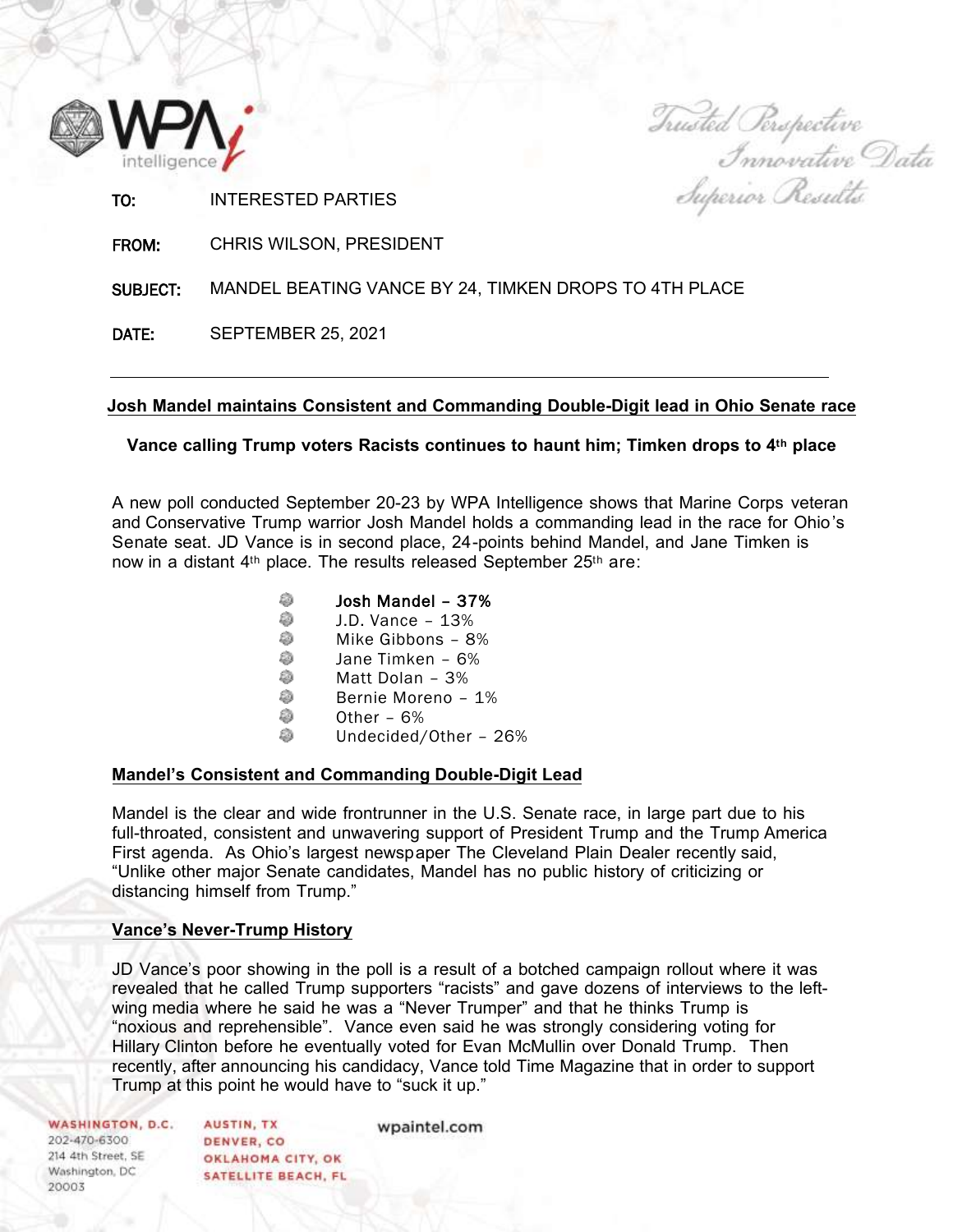TO: INTERESTED PARTIES

FROM: CHRIS WILSON, PRESIDENT

SUBJECT: MANDEL BEATING VANCE BY 24, TIMKEN DROPS TO 4TH PLACE

DATE: SEPTEMBER 25, 2021

---

## Josh Mandel maintains Consistent and Commanding Double-Digit lead in Ohio Senate race

### Vance calling Trump voters Racists continues to haunt him; Timken drops to 4th place

A new poll conducted September 20-23 by WPA Intelligence shows that Marine Corps veteran and Conservative Trump warrior Josh Mandel holds a commanding lead in the race for Ohio's Senate seat. JD Vance is in second place, 24-points behind Mandel, and Jane Timken is now in a distant 4th place. The results released September 25th are:

- **Josh Mandel – 37%**
- J.D. Vance – 13%
- Mike Gibbons – 8%
- Jane Timken – 6%
- Matt Dolan – 3%
- Bernie Moreno – 1%
- Other – 6%
- Undecided/Other – 26%

**Mandel's Consistent and Commanding Double-Digit Lead**

Mandel is the clear and wide frontrunner in the U.S. Senate race, in large part due to his full-throated, consistent and unwavering support of President Trump and the Trump America First agenda. As Ohio's largest newspaper The Cleveland Plain Dealer recently said, "Unlike other major Senate candidates, Mandel has no public history of criticizing or distancing himself from Trump."

**Vance's Never-Trump History**

JD Vance's poor showing in the poll is a result of a botched campaign rollout where it was revealed that he called Trump supporters "racists" and gave dozens of interviews to the left-wing media where he said he was a "Never Trumper" and that he thinks Trump is "noxious and reprehensible". Vance even said he was strongly considering voting for Hillary Clinton before he eventually voted for Evan McMullin over Donald Trump. Then recently, after announcing his candidacy, Vance told Time Magazine that in order to support Trump at this point he would have to "suck it up."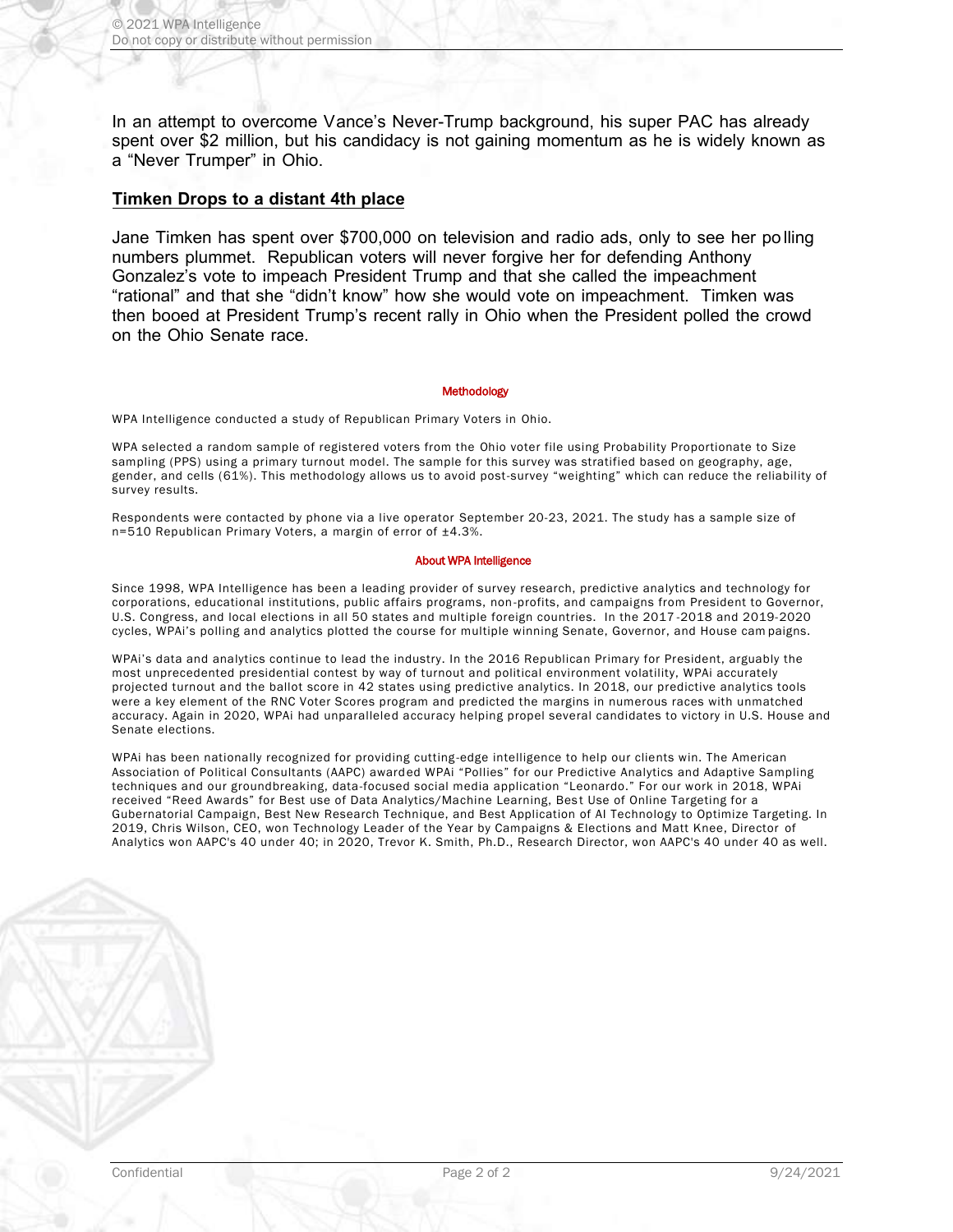In an attempt to overcome Vance's Never-Trump background, his super PAC has already spent over $2 million, but his candidacy is not gaining momentum as he is widely known as a "Never Trumper" in Ohio.

## Timken Drops to a distant 4th place

Jane Timken has spent over $700,000 on television and radio ads, only to see her polling numbers plummet. Republican voters will never forgive her for defending Anthony Gonzalez's vote to impeach President Trump and that she called the impeachment "rational" and that she "didn't know" how she would vote on impeachment. Timken was then booed at President Trump's recent rally in Ohio when the President polled the crowd on the Ohio Senate race.

### Methodology

WPA Intelligence conducted a study of Republican Primary Voters in Ohio.

WPA selected a random sample of registered voters from the Ohio voter file using Probability Proportionate to Size sampling (PPS) using a primary turnout model. The sample for this survey was stratified based on geography, age, gender, and cells (61%). This methodology allows us to avoid post-survey "weighting" which can reduce the reliability of survey results.

Respondents were contacted by phone via a live operator September 20-23, 2021. The study has a sample size of n=510 Republican Primary Voters, a margin of error of ±4.3%.

### About WPA Intelligence

Since 1998, WPA Intelligence has been a leading provider of survey research, predictive analytics and technology for corporations, educational institutions, public affairs programs, non-profits, and campaigns from President to Governor, U.S. Congress, and local elections in all 50 states and multiple foreign countries. In the 2017-2018 and 2019-2020 cycles, WPAi's polling and analytics plotted the course for multiple winning Senate, Governor, and House campaigns.

WPAi's data and analytics continue to lead the industry. In the 2016 Republican Primary for President, arguably the most unprecedented presidential contest by way of turnout and political environment volatility, WPAi accurately projected turnout and the ballot score in 42 states using predictive analytics. In 2018, our predictive analytics tools were a key element of the RNC Voter Scores program and predicted the margins in numerous races with unmatched accuracy. Again in 2020, WPAi had unparalleled accuracy helping propel several candidates to victory in U.S. House and Senate elections.

WPAi has been nationally recognized for providing cutting-edge intelligence to help our clients win. The American Association of Political Consultants (AAPC) awarded WPAi "Pollies" for our Predictive Analytics and Adaptive Sampling techniques and our groundbreaking, data-focused social media application "Leonardo." For our work in 2018, WPAi received "Reed Awards" for Best use of Data Analytics/Machine Learning, Best Use of Online Targeting for a Gubernatorial Campaign, Best New Research Technique, and Best Application of AI Technology to Optimize Targeting. In 2019, Chris Wilson, CEO, won Technology Leader of the Year by Campaigns & Elections and Matt Knee, Director of Analytics won AAPC's 40 under 40; in 2020, Trevor K. Smith, Ph.D., Research Director, won AAPC's 40 under 40 as well.